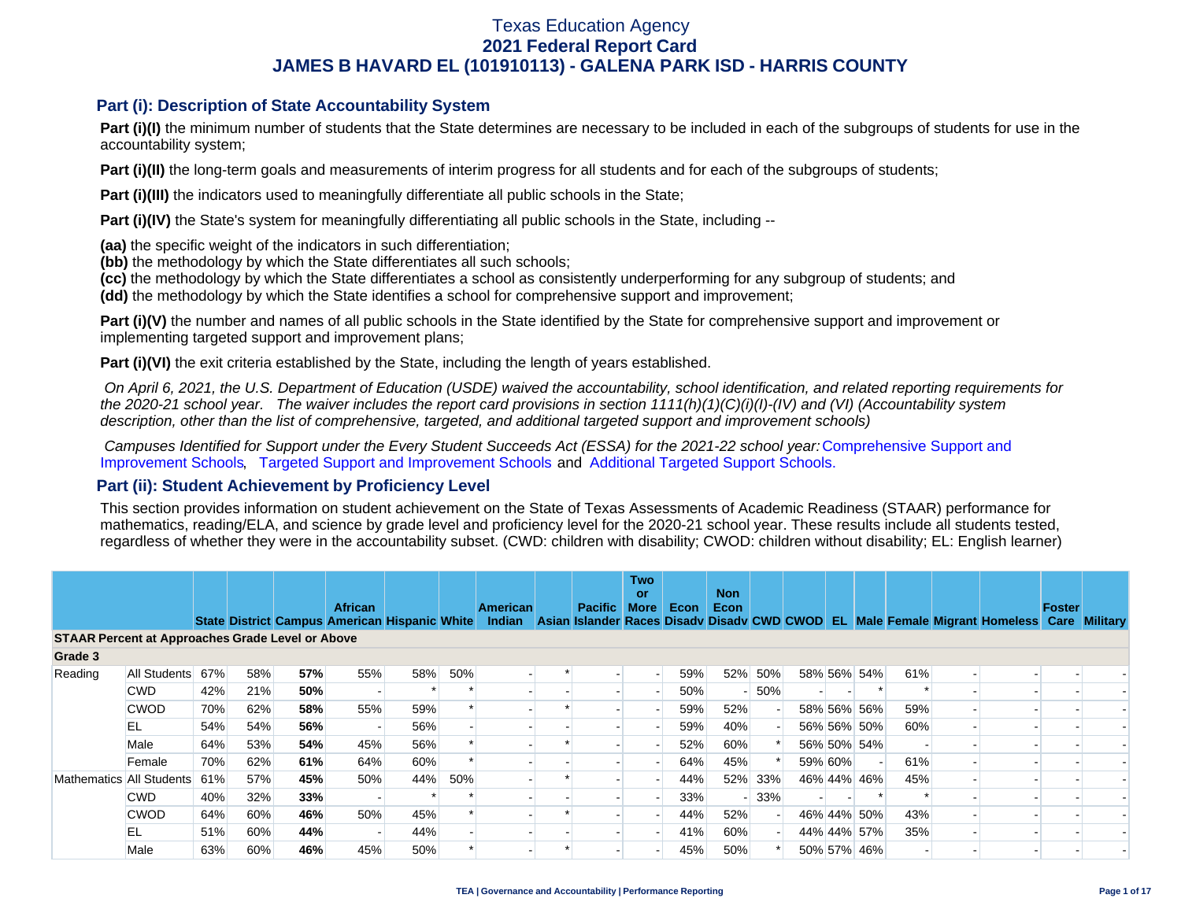# Texas Education Agency
## 2021 Federal Report Card
## JAMES B HAVARD EL (101910113) - GALENA PARK ISD - HARRIS COUNTY

### Part (i): Description of State Accountability System

**Part (i)(I)** the minimum number of students that the State determines are necessary to be included in each of the subgroups of students for use in the accountability system;

**Part (i)(II)** the long-term goals and measurements of interim progress for all students and for each of the subgroups of students;

**Part (i)(III)** the indicators used to meaningfully differentiate all public schools in the State;

**Part (i)(IV)** the State's system for meaningfully differentiating all public schools in the State, including --

**(aa)** the specific weight of the indicators in such differentiation;
**(bb)** the methodology by which the State differentiates all such schools;
**(cc)** the methodology by which the State differentiates a school as consistently underperforming for any subgroup of students; and
**(dd)** the methodology by which the State identifies a school for comprehensive support and improvement;

**Part (i)(V)** the number and names of all public schools in the State identified by the State for comprehensive support and improvement or implementing targeted support and improvement plans;

**Part (i)(VI)** the exit criteria established by the State, including the length of years established.

*On April 6, 2021, the U.S. Department of Education (USDE) waived the accountability, school identification, and related reporting requirements for the 2020-21 school year. The waiver includes the report card provisions in section 1111(h)(1)(C)(i)(I)-(IV) and (VI) (Accountability system description, other than the list of comprehensive, targeted, and additional targeted support and improvement schools)*

*Campuses Identified for Support under the Every Student Succeeds Act (ESSA) for the 2021-22 school year:* Comprehensive Support and Improvement Schools, Targeted Support and Improvement Schools and Additional Targeted Support Schools.

### Part (ii): Student Achievement by Proficiency Level

This section provides information on student achievement on the State of Texas Assessments of Academic Readiness (STAAR) performance for mathematics, reading/ELA, and science by grade level and proficiency level for the 2020-21 school year. These results include all students tested, regardless of whether they were in the accountability subset. (CWD: children with disability; CWOD: children without disability; EL: English learner)

| | | State | District | Campus | African American | Hispanic | White | American Indian | Asian | Pacific Islander | Two or More Races | Econ Disadv | Non Econ Disadv | CWD | CWOD | EL | Male | Female | Migrant | Homeless | Foster Care | Military |
|---|---|---|---|---|---|---|---|---|---|---|---|---|---|---|---|---|---|---|---|---|---|---|
| **STAAR Percent at Approaches Grade Level or Above** | | | | | | | | | | | | | | | | | | | | | | |
| **Grade 3** | | | | | | | | | | | | | | | | | | | | | | |
| Reading | All Students | 67% | 58% | **57%** | 55% | 58% | 50% | - | * | - | - | 59% | 52% | 50% | 58% | 56% | 54% | 61% | - | - | - | - |
| | CWD | 42% | 21% | **50%** | - | * | * | - | - | - | - | 50% | - | 50% | - | - | * | * | - | - | - | - |
| | CWOD | 70% | 62% | **58%** | 55% | 59% | * | - | * | - | - | 59% | 52% | - | 58% | 56% | 56% | 59% | - | - | - | - |
| | EL | 54% | 54% | **56%** | - | 56% | - | - | - | - | - | 59% | 40% | - | 56% | 56% | 50% | 60% | - | - | - | - |
| | Male | 64% | 53% | **54%** | 45% | 56% | * | - | * | - | - | 52% | 60% | * | 56% | 50% | 54% | - | - | - | - | - |
| | Female | 70% | 62% | **61%** | 64% | 60% | * | - | - | - | - | 64% | 45% | * | 59% | 60% | - | 61% | - | - | - | - |
| Mathematics | All Students | 61% | 57% | **45%** | 50% | 44% | 50% | - | * | - | - | 44% | 52% | 33% | 46% | 44% | 46% | 45% | - | - | - | - |
| | CWD | 40% | 32% | **33%** | - | * | * | - | - | - | - | 33% | - | 33% | - | - | * | * | - | - | - | - |
| | CWOD | 64% | 60% | **46%** | 50% | 45% | * | - | * | - | - | 44% | 52% | - | 46% | 44% | 50% | 43% | - | - | - | - |
| | EL | 51% | 60% | **44%** | - | 44% | - | - | - | - | - | 41% | 60% | - | 44% | 44% | 57% | 35% | - | - | - | - |
| | Male | 63% | 60% | **46%** | 45% | 50% | * | - | * | - | - | 45% | 50% | * | 50% | 57% | 46% | - | - | - | - | - |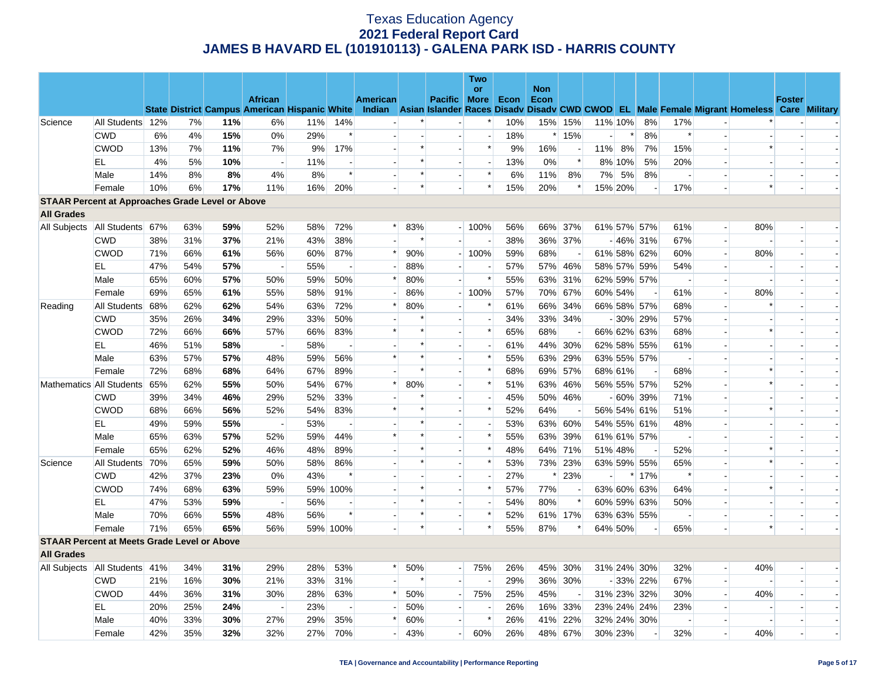# Texas Education Agency
## 2021 Federal Report Card
## JAMES B HAVARD EL (101910113) - GALENA PARK ISD - HARRIS COUNTY

| | | State | District | Campus | African American | Hispanic | White | American Indian | Asian | Pacific Islander | Two or More Races | Econ Disadv | Non Econ Disadv | CWD | CWOD | EL | Male | Female | Migrant | Homeless | Foster Care | Military |
|---|---|---|---|---|---|---|---|---|---|---|---|---|---|---|---|---|---|---|---|---|---|---|
| Science | All Students | 12% | 7% | **11%** | 6% | 11% | 14% | - | * | - | * | 10% | 15% | 15% | 11% | 10% | 8% | 17% | - | * | - | - |
| | CWD | 6% | 4% | **15%** | 0% | 29% | * | - | - | - | - | 18% | * | 15% | - | * | 8% | * | - | - | - | - |
| | CWOD | 13% | 7% | **11%** | 7% | 9% | 17% | - | * | - | * | 9% | 16% | - | 11% | 8% | 7% | 15% | - | * | - | - |
| | EL | 4% | 5% | **10%** | - | 11% | - | - | * | - | - | 13% | 0% | * | 8% | 10% | 5% | 20% | - | - | - | - |
| | Male | 14% | 8% | **8%** | 4% | 8% | * | - | * | - | * | 6% | 11% | 8% | 7% | 5% | 8% | - | - | - | - | - |
| | Female | 10% | 6% | **17%** | 11% | 16% | 20% | - | * | - | * | 15% | 20% | * | 15% | 20% | - | 17% | - | * | - | - |
| **STAAR Percent at Approaches Grade Level or Above** | | | | | | | | | | | | | | | | | | | | | | |
| **All Grades** | | | | | | | | | | | | | | | | | | | | | | |
| All Subjects | All Students | 67% | 63% | **59%** | 52% | 58% | 72% | * | 83% | - | 100% | 56% | 66% | 37% | 61% | 57% | 57% | 61% | - | 80% | - | - |
| | CWD | 38% | 31% | **37%** | 21% | 43% | 38% | - | * | - | - | 38% | 36% | 37% | - | 46% | 31% | 67% | - | - | - | - |
| | CWOD | 71% | 66% | **61%** | 56% | 60% | 87% | * | 90% | - | 100% | 59% | 68% | - | 61% | 58% | 62% | 60% | - | 80% | - | - |
| | EL | 47% | 54% | **57%** | - | 55% | - | - | 88% | - | - | 57% | 57% | 46% | 58% | 57% | 59% | 54% | - | - | - | - |
| | Male | 65% | 60% | **57%** | 50% | 59% | 50% | * | 80% | - | * | 55% | 63% | 31% | 62% | 59% | 57% | - | - | - | - | - |
| | Female | 69% | 65% | **61%** | 55% | 58% | 91% | - | 86% | - | 100% | 57% | 70% | 67% | 60% | 54% | - | 61% | - | 80% | - | - |
| Reading | All Students | 68% | 62% | **62%** | 54% | 63% | 72% | * | 80% | - | * | 61% | 66% | 34% | 66% | 58% | 57% | 68% | - | * | - | - |
| | CWD | 35% | 26% | **34%** | 29% | 33% | 50% | - | * | - | - | 34% | 33% | 34% | - | 30% | 29% | 57% | - | - | - | - |
| | CWOD | 72% | 66% | **66%** | 57% | 66% | 83% | * | * | - | * | 65% | 68% | - | 66% | 62% | 63% | 68% | - | * | - | - |
| | EL | 46% | 51% | **58%** | - | 58% | - | - | * | - | - | 61% | 44% | 30% | 62% | 58% | 55% | 61% | - | - | - | - |
| | Male | 63% | 57% | **57%** | 48% | 59% | 56% | * | * | - | * | 55% | 63% | 29% | 63% | 55% | 57% | - | - | - | - | - |
| | Female | 72% | 68% | **68%** | 64% | 67% | 89% | - | * | - | * | 68% | 69% | 57% | 68% | 61% | - | 68% | - | * | - | - |
| Mathematics | All Students | 65% | 62% | **55%** | 50% | 54% | 67% | * | 80% | - | * | 51% | 63% | 46% | 56% | 55% | 57% | 52% | - | * | - | - |
| | CWD | 39% | 34% | **46%** | 29% | 52% | 33% | - | * | - | - | 45% | 50% | 46% | - | 60% | 39% | 71% | - | - | - | - |
| | CWOD | 68% | 66% | **56%** | 52% | 54% | 83% | * | * | - | * | 52% | 64% | - | 56% | 54% | 61% | 51% | - | * | - | - |
| | EL | 49% | 59% | **55%** | - | 53% | - | - | * | - | - | 53% | 63% | 60% | 54% | 55% | 61% | 48% | - | - | - | - |
| | Male | 65% | 63% | **57%** | 52% | 59% | 44% | * | * | - | * | 55% | 63% | 39% | 61% | 61% | 57% | - | - | - | - | - |
| | Female | 65% | 62% | **52%** | 46% | 48% | 89% | - | * | - | * | 48% | 64% | 71% | 51% | 48% | - | 52% | - | * | - | - |
| Science | All Students | 70% | 65% | **59%** | 50% | 58% | 86% | - | * | - | * | 53% | 73% | 23% | 63% | 59% | 55% | 65% | - | * | - | - |
| | CWD | 42% | 37% | **23%** | 0% | 43% | * | - | - | - | - | 27% | * | 23% | - | * | 17% | * | - | - | - | - |
| | CWOD | 74% | 68% | **63%** | 59% | 59% | 100% | - | * | - | * | 57% | 77% | - | 63% | 60% | 63% | 64% | - | * | - | - |
| | EL | 47% | 53% | **59%** | - | 56% | - | - | * | - | - | 54% | 80% | * | 60% | 59% | 63% | 50% | - | - | - | - |
| | Male | 70% | 66% | **55%** | 48% | 56% | * | - | * | - | * | 52% | 61% | 17% | 63% | 63% | 55% | - | - | - | - | - |
| | Female | 71% | 65% | **65%** | 56% | 59% | 100% | - | * | - | * | 55% | 87% | * | 64% | 50% | - | 65% | - | * | - | - |
| **STAAR Percent at Meets Grade Level or Above** | | | | | | | | | | | | | | | | | | | | | | |
| **All Grades** | | | | | | | | | | | | | | | | | | | | | | |
| All Subjects | All Students | 41% | 34% | **31%** | 29% | 28% | 53% | * | 50% | - | 75% | 26% | 45% | 30% | 31% | 24% | 30% | 32% | - | 40% | - | - |
| | CWD | 21% | 16% | **30%** | 21% | 33% | 31% | - | * | - | - | 29% | 36% | 30% | - | 33% | 22% | 67% | - | - | - | - |
| | CWOD | 44% | 36% | **31%** | 30% | 28% | 63% | * | 50% | - | 75% | 25% | 45% | - | 31% | 23% | 32% | 30% | - | 40% | - | - |
| | EL | 20% | 25% | **24%** | - | 23% | - | - | 50% | - | - | 26% | 16% | 33% | 23% | 24% | 24% | 23% | - | - | - | - |
| | Male | 40% | 33% | **30%** | 27% | 29% | 35% | * | 60% | - | * | 26% | 41% | 22% | 32% | 24% | 30% | - | - | - | - | - |
| | Female | 42% | 35% | **32%** | 32% | 27% | 70% | - | 43% | - | 60% | 26% | 48% | 67% | 30% | 23% | - | 32% | - | 40% | - | - |

TEA | Governance and Accountability | Performance Reporting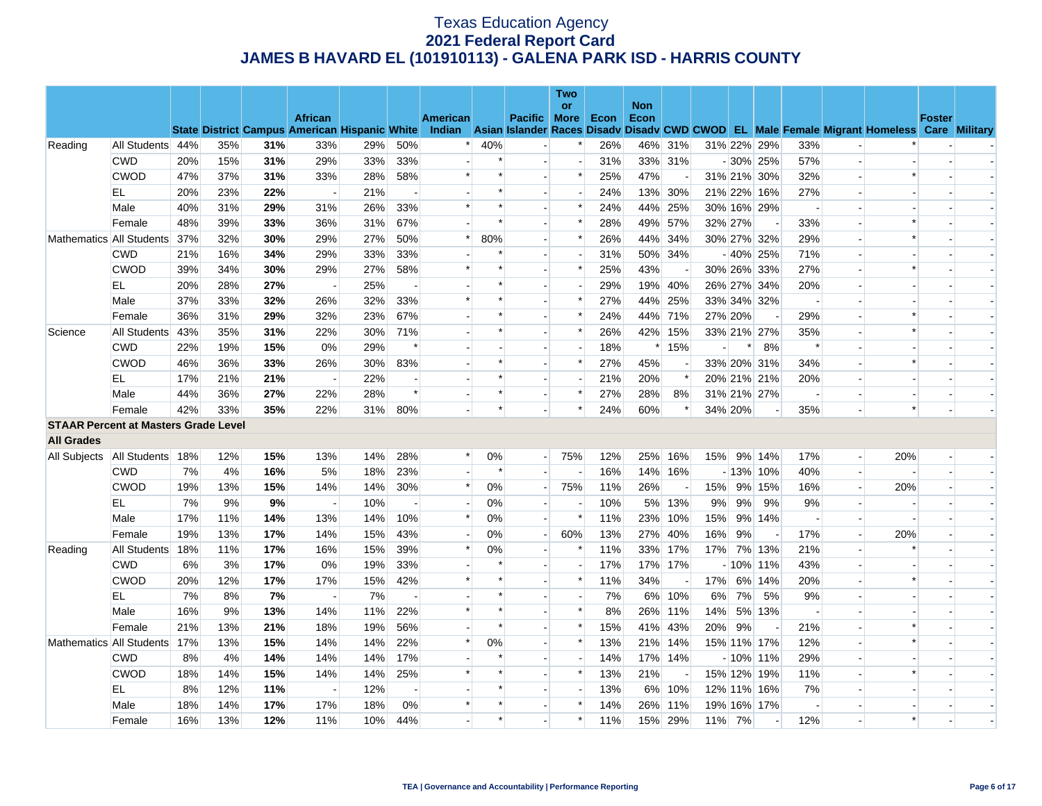# Texas Education Agency
## 2021 Federal Report Card
## JAMES B HAVARD EL (101910113) - GALENA PARK ISD - HARRIS COUNTY

| | | State | District | Campus | African American | Hispanic | White | American Indian | Asian | Pacific Islander | Two or More Races | Econ Disadv | Non Econ Disadv | CWD | CWOD | EL | Male | Female | Migrant | Homeless | Foster Care | Military |
|---|---|---|---|---|---|---|---|---|---|---|---|---|---|---|---|---|---|---|---|---|---|---|
| Reading | All Students | 44% | 35% | **31%** | 33% | 29% | 50% | * | 40% | - | * | 26% | 46% | 31% | 31% | 22% | 29% | 33% | - | * | - | - |
| | CWD | 20% | 15% | **31%** | 29% | 33% | 33% | - | * | - | - | 31% | 33% | 31% | - | 30% | 25% | 57% | - | - | - | - |
| | CWOD | 47% | 37% | **31%** | 33% | 28% | 58% | * | * | - | * | 25% | 47% | - | 31% | 21% | 30% | 32% | - | * | - | - |
| | EL | 20% | 23% | **22%** | - | 21% | - | - | * | - | - | 24% | 13% | 30% | 21% | 22% | 16% | 27% | - | - | - | - |
| | Male | 40% | 31% | **29%** | 31% | 26% | 33% | * | * | - | * | 24% | 44% | 25% | 30% | 16% | 29% | - | - | - | - | - |
| | Female | 48% | 39% | **33%** | 36% | 31% | 67% | - | * | - | * | 28% | 49% | 57% | 32% | 27% | - | 33% | - | * | - | - |
| Mathematics | All Students | 37% | 32% | **30%** | 29% | 27% | 50% | * | 80% | - | * | 26% | 44% | 34% | 30% | 27% | 32% | 29% | - | * | - | - |
| | CWD | 21% | 16% | **34%** | 29% | 33% | 33% | - | * | - | - | 31% | 50% | 34% | - | 40% | 25% | 71% | - | - | - | - |
| | CWOD | 39% | 34% | **30%** | 29% | 27% | 58% | * | * | - | * | 25% | 43% | - | 30% | 26% | 33% | 27% | - | * | - | - |
| | EL | 20% | 28% | **27%** | - | 25% | - | - | * | - | - | 29% | 19% | 40% | 26% | 27% | 34% | 20% | - | - | - | - |
| | Male | 37% | 33% | **32%** | 26% | 32% | 33% | * | * | - | * | 27% | 44% | 25% | 33% | 34% | 32% | - | - | - | - | - |
| | Female | 36% | 31% | **29%** | 32% | 23% | 67% | - | * | - | * | 24% | 44% | 71% | 27% | 20% | - | 29% | - | * | - | - |
| Science | All Students | 43% | 35% | **31%** | 22% | 30% | 71% | - | * | - | * | 26% | 42% | 15% | 33% | 21% | 27% | 35% | - | * | - | - |
| | CWD | 22% | 19% | **15%** | 0% | 29% | * | - | - | - | - | 18% | * | 15% | - | * | 8% | * | - | - | - | - |
| | CWOD | 46% | 36% | **33%** | 26% | 30% | 83% | - | * | - | * | 27% | 45% | - | 33% | 20% | 31% | 34% | - | * | - | - |
| | EL | 17% | 21% | **21%** | - | 22% | - | - | * | - | - | 21% | 20% | * | 20% | 21% | 21% | 20% | - | - | - | - |
| | Male | 44% | 36% | **27%** | 22% | 28% | * | - | * | - | * | 27% | 28% | 8% | 31% | 21% | 27% | - | - | - | - | - |
| | Female | 42% | 33% | **35%** | 22% | 31% | 80% | - | * | - | * | 24% | 60% | * | 34% | 20% | - | 35% | - | * | - | - |
| **STAAR Percent at Masters Grade Level** | | | | | | | | | | | | | | | | | | | | | | |
| **All Grades** | | | | | | | | | | | | | | | | | | | | | | |
| All Subjects | All Students | 18% | 12% | **15%** | 13% | 14% | 28% | * | 0% | - | 75% | 12% | 25% | 16% | 15% | 9% | 14% | 17% | - | 20% | - | - |
| | CWD | 7% | 4% | **16%** | 5% | 18% | 23% | - | * | - | - | 16% | 14% | 16% | - | 13% | 10% | 40% | - | - | - | - |
| | CWOD | 19% | 13% | **15%** | 14% | 14% | 30% | * | 0% | - | 75% | 11% | 26% | - | 15% | 9% | 15% | 16% | - | 20% | - | - |
| | EL | 7% | 9% | **9%** | - | 10% | - | - | 0% | - | - | 10% | 5% | 13% | 9% | 9% | 9% | 9% | - | - | - | - |
| | Male | 17% | 11% | **14%** | 13% | 14% | 10% | * | 0% | - | * | 11% | 23% | 10% | 15% | 9% | 14% | - | - | - | - | - |
| | Female | 19% | 13% | **17%** | 14% | 15% | 43% | - | 0% | - | 60% | 13% | 27% | 40% | 16% | 9% | - | 17% | - | 20% | - | - |
| Reading | All Students | 18% | 11% | **17%** | 16% | 15% | 39% | * | 0% | - | * | 11% | 33% | 17% | 17% | 7% | 13% | 21% | - | * | - | - |
| | CWD | 6% | 3% | **17%** | 0% | 19% | 33% | - | * | - | - | 17% | 17% | 17% | - | 10% | 11% | 43% | - | - | - | - |
| | CWOD | 20% | 12% | **17%** | 17% | 15% | 42% | * | * | - | * | 11% | 34% | - | 17% | 6% | 14% | 20% | - | * | - | - |
| | EL | 7% | 8% | **7%** | - | 7% | - | - | * | - | - | 7% | 6% | 10% | 6% | 7% | 5% | 9% | - | - | - | - |
| | Male | 16% | 9% | **13%** | 14% | 11% | 22% | * | * | - | * | 8% | 26% | 11% | 14% | 5% | 13% | - | - | - | - | - |
| | Female | 21% | 13% | **21%** | 18% | 19% | 56% | - | * | - | * | 15% | 41% | 43% | 20% | 9% | - | 21% | - | * | - | - |
| Mathematics | All Students | 17% | 13% | **15%** | 14% | 14% | 22% | * | 0% | - | * | 13% | 21% | 14% | 15% | 11% | 17% | 12% | - | * | - | - |
| | CWD | 8% | 4% | **14%** | 14% | 14% | 17% | - | * | - | - | 14% | 17% | 14% | - | 10% | 11% | 29% | - | - | - | - |
| | CWOD | 18% | 14% | **15%** | 14% | 14% | 25% | * | * | - | * | 13% | 21% | - | 15% | 12% | 19% | 11% | - | * | - | - |
| | EL | 8% | 12% | **11%** | - | 12% | - | - | * | - | - | 13% | 6% | 10% | 12% | 11% | 16% | 7% | - | - | - | - |
| | Male | 18% | 14% | **17%** | 17% | 18% | 0% | * | * | - | * | 14% | 26% | 11% | 19% | 16% | 17% | - | - | - | - | - |
| | Female | 16% | 13% | **12%** | 11% | 10% | 44% | - | * | - | * | 11% | 15% | 29% | 11% | 7% | - | 12% | - | * | - | - |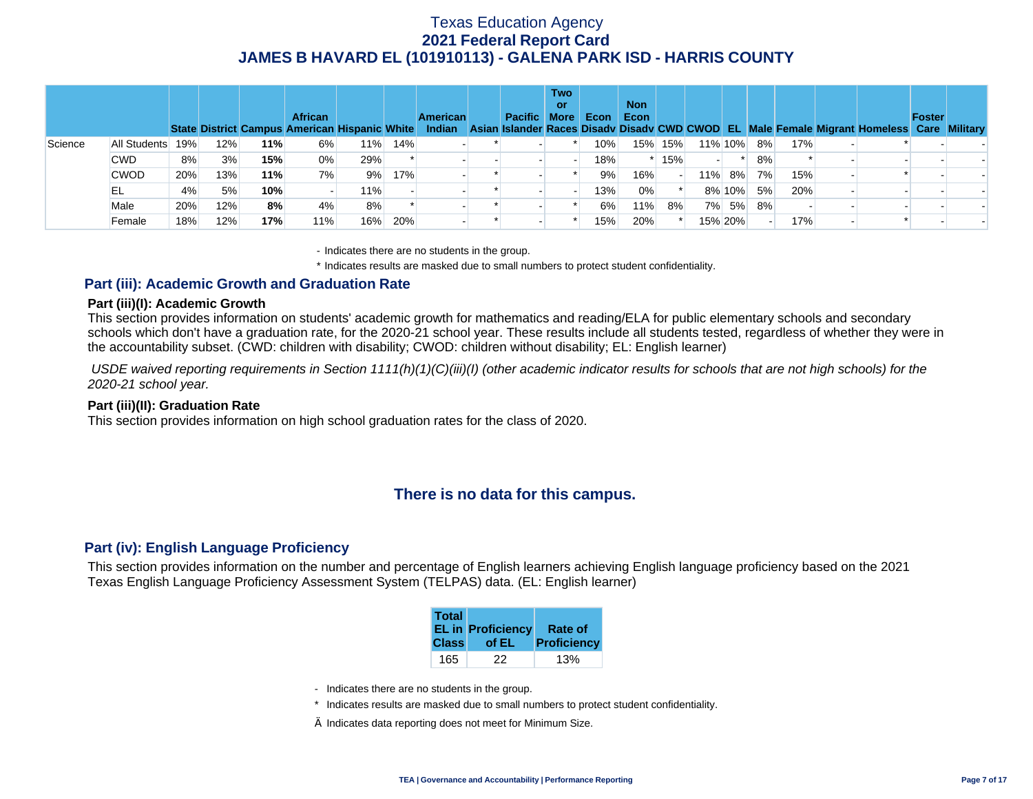| | | State | District | Campus | African American | Hispanic | White | American Indian | Asian | Pacific Islander | Two or More Races | Econ Disadv | Non Econ Disadv | CWD | CWOD | EL | Male | Female | Migrant | Homeless | Foster Care | Military |
|---|---|---|---|---|---|---|---|---|---|---|---|---|---|---|---|---|---|---|---|---|---|---|
| Science | All Students | 19% | 12% | **11%** | 6% | 11% | 14% | - | * | - | * | 10% | 15% | 15% | 11% | 10% | 8% | 17% | - | * | - | - |
| | CWD | 8% | 3% | **15%** | 0% | 29% | * | - | - | - | - | 18% | * | 15% | - | * | 8% | * | - | - | - | - |
| | CWOD | 20% | 13% | **11%** | 7% | 9% | 17% | - | * | - | * | 9% | 16% | - | 11% | 8% | 7% | 15% | - | * | - | - |
| | EL | 4% | 5% | **10%** | - | 11% | - | - | * | - | - | 13% | 0% | * | 8% | 10% | 5% | 20% | - | - | - | - |
| | Male | 20% | 12% | **8%** | 4% | 8% | * | - | * | - | * | 6% | 11% | 8% | 7% | 5% | 8% | - | - | - | - | - |
| | Female | 18% | 12% | **17%** | 11% | 16% | 20% | - | * | - | * | 15% | 20% | * | 15% | 20% | - | 17% | - | * | - | - |

- Indicates there are no students in the group.

\* Indicates results are masked due to small numbers to protect student confidentiality.

## Part (iii): Academic Growth and Graduation Rate

### Part (iii)(I): Academic Growth

This section provides information on students' academic growth for mathematics and reading/ELA for public elementary schools and secondary schools which don't have a graduation rate, for the 2020-21 school year. These results include all students tested, regardless of whether they were in the accountability subset. (CWD: children with disability; CWOD: children without disability; EL: English learner)

*USDE waived reporting requirements in Section 1111(h)(1)(C)(iii)(I) (other academic indicator results for schools that are not high schools) for the 2020-21 school year.*

### Part (iii)(II): Graduation Rate

This section provides information on high school graduation rates for the class of 2020.

**There is no data for this campus.**

## Part (iv): English Language Proficiency

This section provides information on the number and percentage of English learners achieving English language proficiency based on the 2021 Texas English Language Proficiency Assessment System (TELPAS) data. (EL: English learner)

| Total EL in Class | Proficiency of EL | Rate of Proficiency |
|---|---|---|
| 165 | 22 | 13% |

- Indicates there are no students in the group.

\* Indicates results are masked due to small numbers to protect student confidentiality.

Ä Indicates data reporting does not meet for Minimum Size.